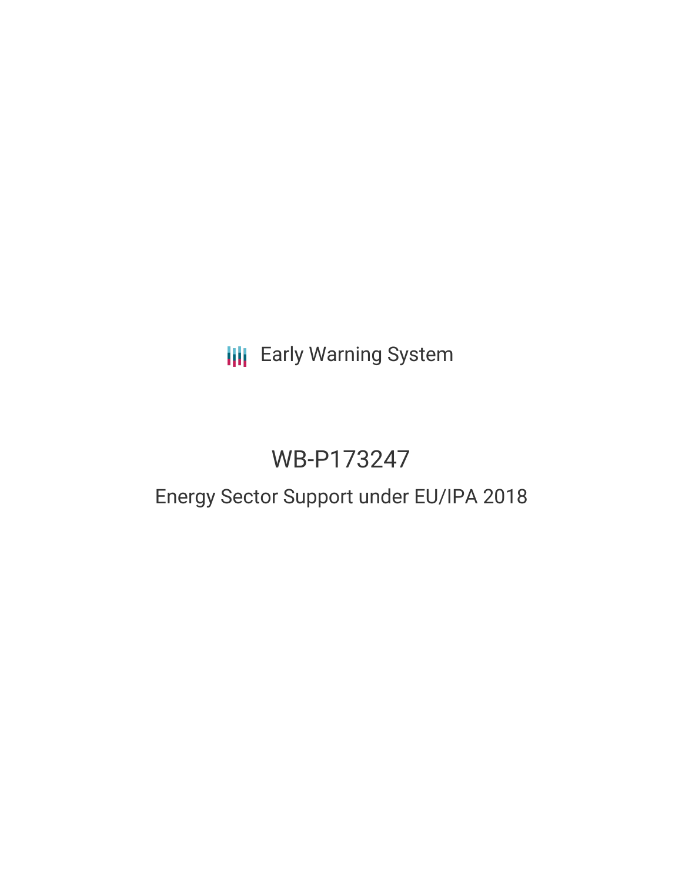Early Warning System

# WB-P173247

## Energy Sector Support under EU/IPA 2018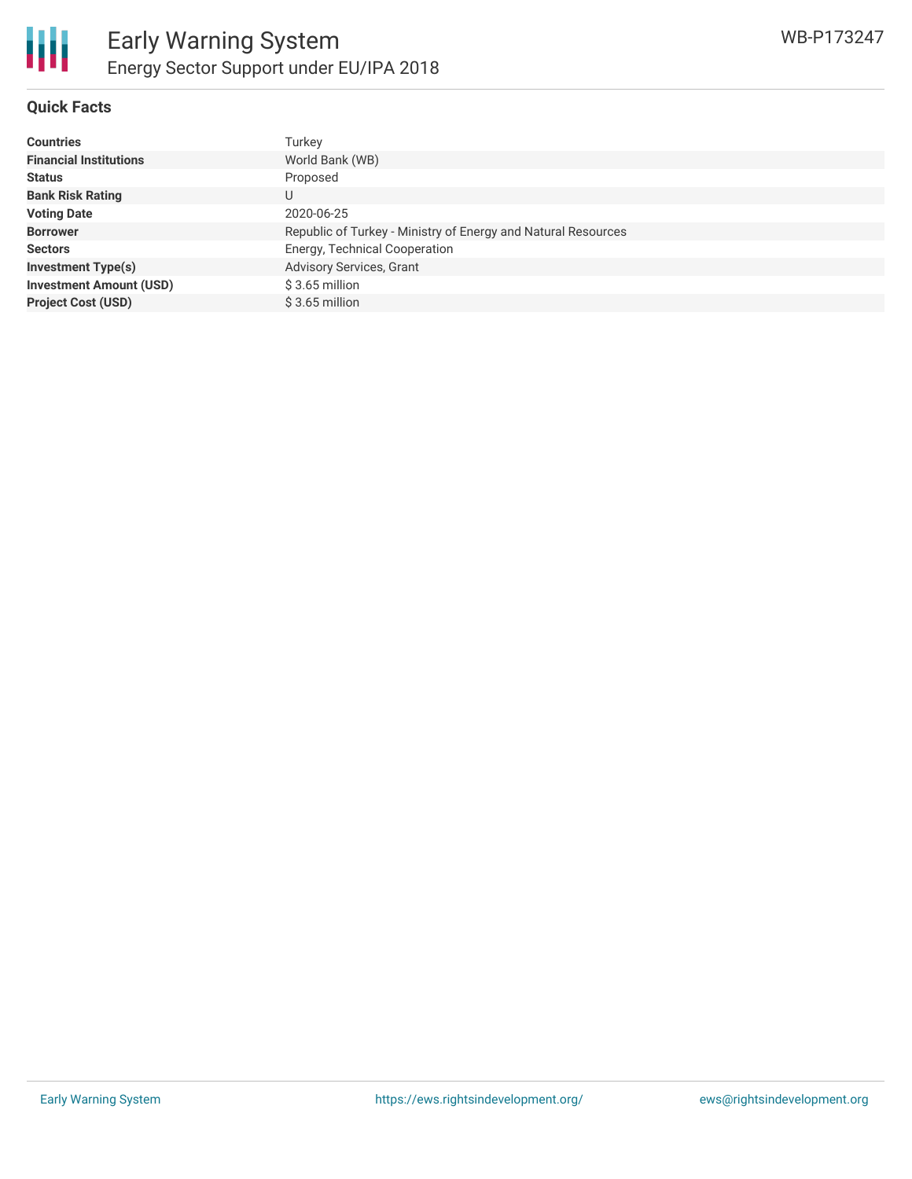# Early Warning System

## Energy Sector Support under EU/IPA 2018

WB-P173247

### Quick Facts

| | |
|---|---|
| **Countries** | Turkey |
| **Financial Institutions** | World Bank (WB) |
| **Status** | Proposed |
| **Bank Risk Rating** | U |
| **Voting Date** | 2020-06-25 |
| **Borrower** | Republic of Turkey - Ministry of Energy and Natural Resources |
| **Sectors** | Energy, Technical Cooperation |
| **Investment Type(s)** | Advisory Services, Grant |
| **Investment Amount (USD)** | $ 3.65 million |
| **Project Cost (USD)** | $ 3.65 million |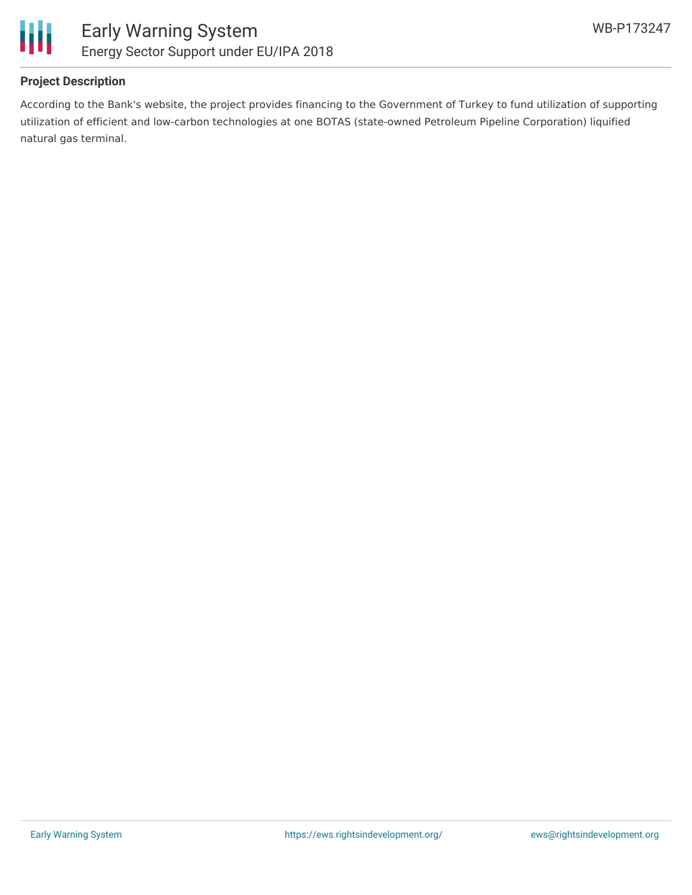**Project Description**

According to the Bank's website, the project provides financing to the Government of Turkey to fund utilization of supporting utilization of efficient and low-carbon technologies at one BOTAS (state-owned Petroleum Pipeline Corporation) liquified natural gas terminal.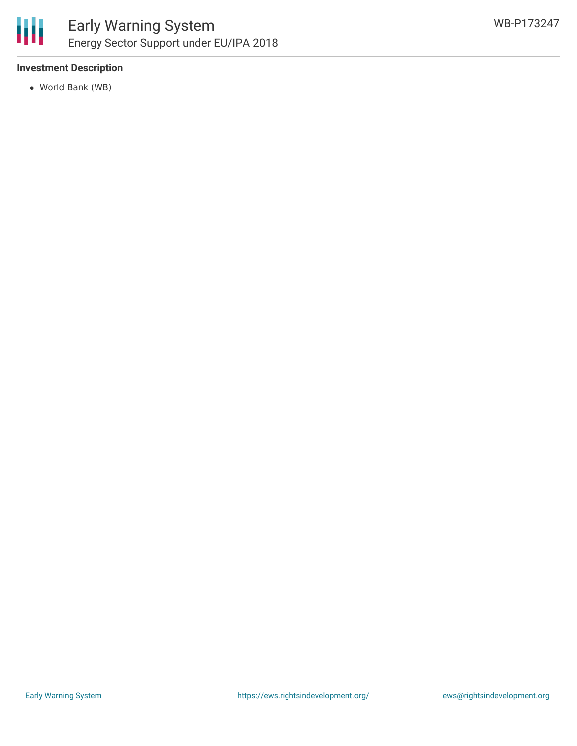**Investment Description**

- World Bank (WB)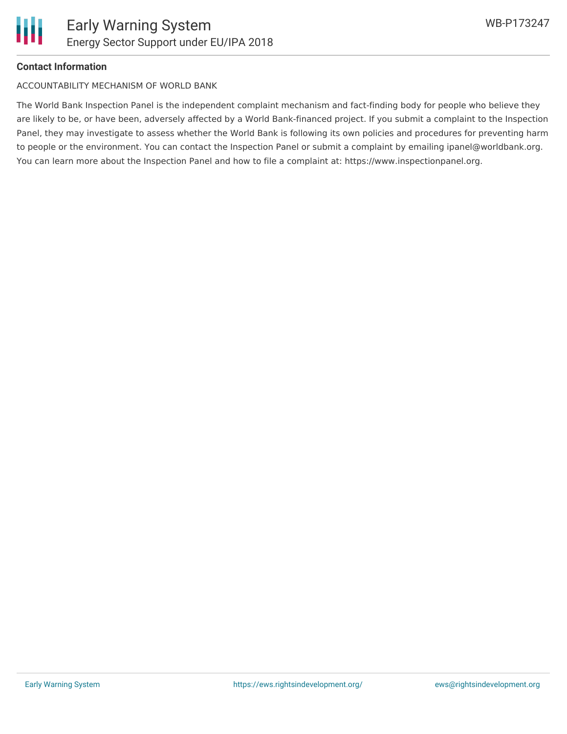**Contact Information**

ACCOUNTABILITY MECHANISM OF WORLD BANK

The World Bank Inspection Panel is the independent complaint mechanism and fact-finding body for people who believe they are likely to be, or have been, adversely affected by a World Bank-financed project. If you submit a complaint to the Inspection Panel, they may investigate to assess whether the World Bank is following its own policies and procedures for preventing harm to people or the environment. You can contact the Inspection Panel or submit a complaint by emailing ipanel@worldbank.org. You can learn more about the Inspection Panel and how to file a complaint at: https://www.inspectionpanel.org.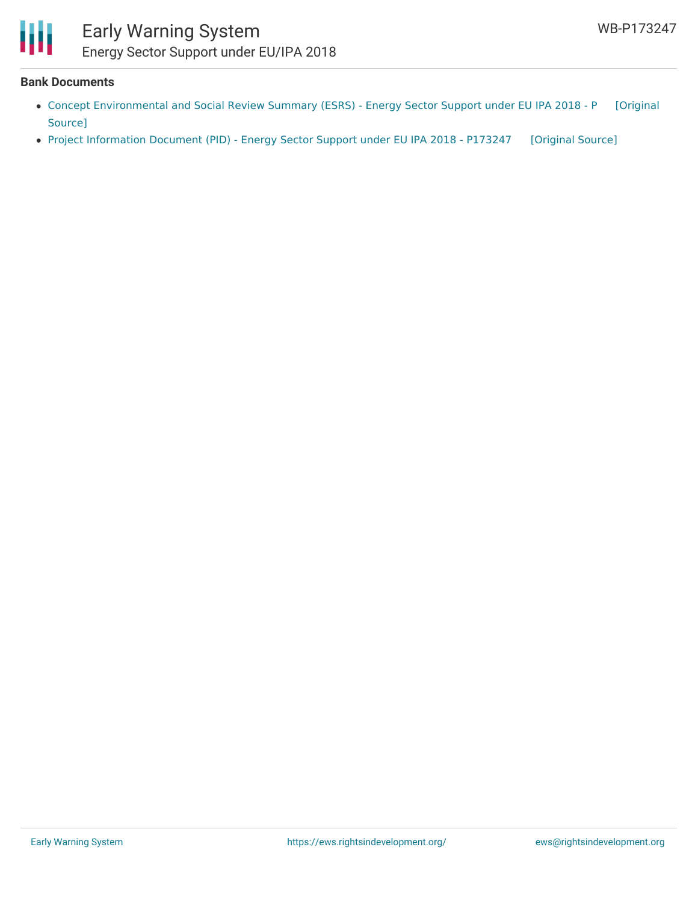### Bank Documents

- Concept Environmental and Social Review Summary (ESRS) - Energy Sector Support under EU IPA 2018 - P [Original Source]
- Project Information Document (PID) - Energy Sector Support under EU IPA 2018 - P173247 [Original Source]